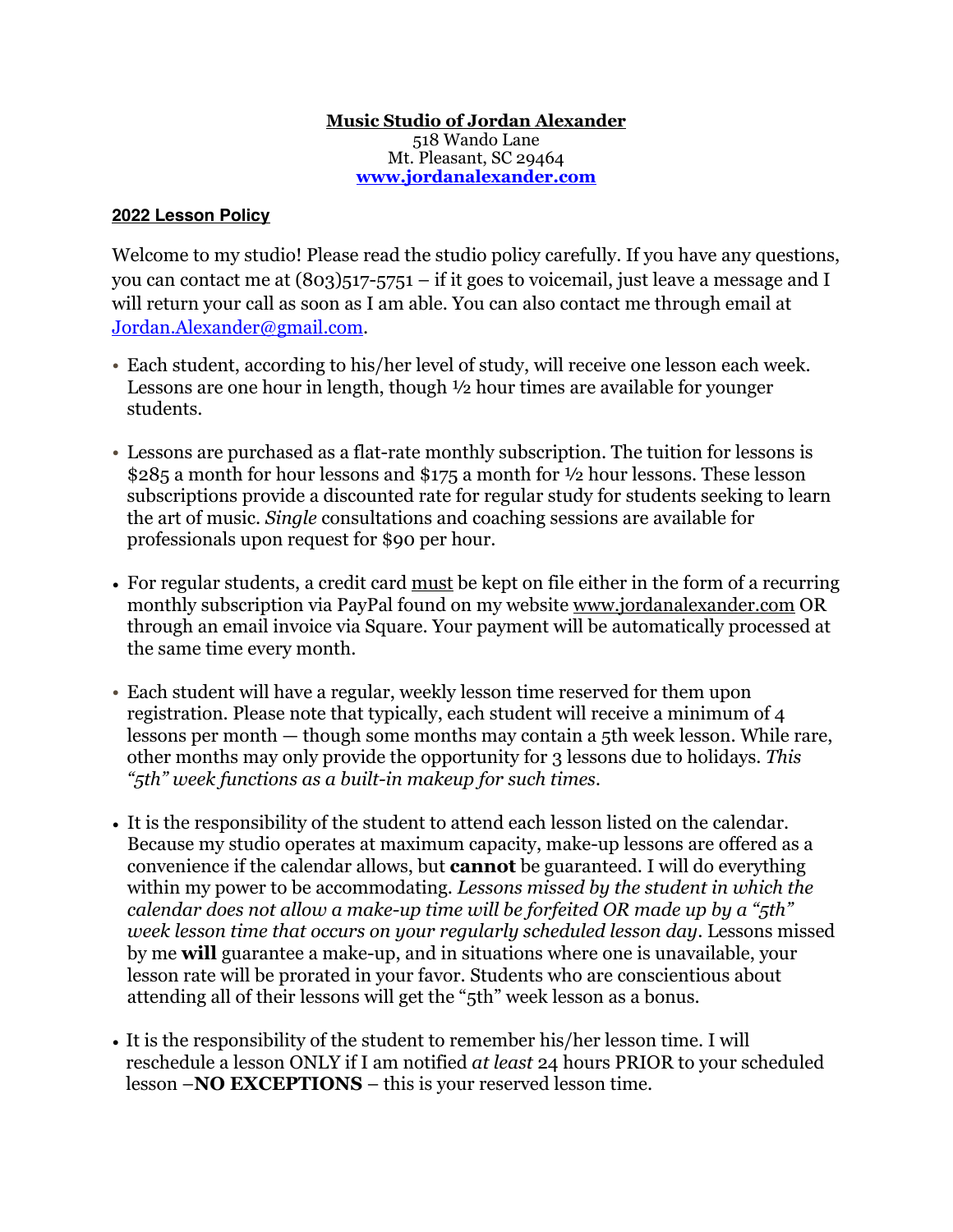**<u>Music Studio of Jordan Alexander</u>**
518 Wando Lane
Mt. Pleasant, SC 29464
**[www.jordanalexander.com](http://www.jordanalexander.com)**

## <u>2022 Lesson Policy</u>

Welcome to my studio! Please read the studio policy carefully. If you have any questions, you can contact me at (803)517-5751 – if it goes to voicemail, just leave a message and I will return your call as soon as I am able. You can also contact me through email at [Jordan.Alexander@gmail.com](mailto:Jordan.Alexander@gmail.com).

- Each student, according to his/her level of study, will receive one lesson each week. Lessons are one hour in length, though ½ hour times are available for younger students.

- Lessons are purchased as a flat-rate monthly subscription. The tuition for lessons is $285 a month for hour lessons and $175 a month for ½ hour lessons. These lesson subscriptions provide a discounted rate for regular study for students seeking to learn the art of music. *Single* consultations and coaching sessions are available for professionals upon request for $90 per hour.

- For regular students, a credit card <u>must</u> be kept on file either in the form of a recurring monthly subscription via PayPal found on my website <u>www.jordanalexander.com</u> OR through an email invoice via Square. Your payment will be automatically processed at the same time every month.

- Each student will have a regular, weekly lesson time reserved for them upon registration. Please note that typically, each student will receive a minimum of 4 lessons per month — though some months may contain a 5th week lesson. While rare, other months may only provide the opportunity for 3 lessons due to holidays. *This "5th" week functions as a built-in makeup for such times.*

- It is the responsibility of the student to attend each lesson listed on the calendar. Because my studio operates at maximum capacity, make-up lessons are offered as a convenience if the calendar allows, but **cannot** be guaranteed. I will do everything within my power to be accommodating. *Lessons missed by the student in which the calendar does not allow a make-up time will be forfeited OR made up by a "5th" week lesson time that occurs on your regularly scheduled lesson day*. Lessons missed by me **will** guarantee a make-up, and in situations where one is unavailable, your lesson rate will be prorated in your favor. Students who are conscientious about attending all of their lessons will get the "5th" week lesson as a bonus.

- It is the responsibility of the student to remember his/her lesson time. I will reschedule a lesson ONLY if I am notified *at least* 24 hours PRIOR to your scheduled lesson –**NO EXCEPTIONS** – this is your reserved lesson time.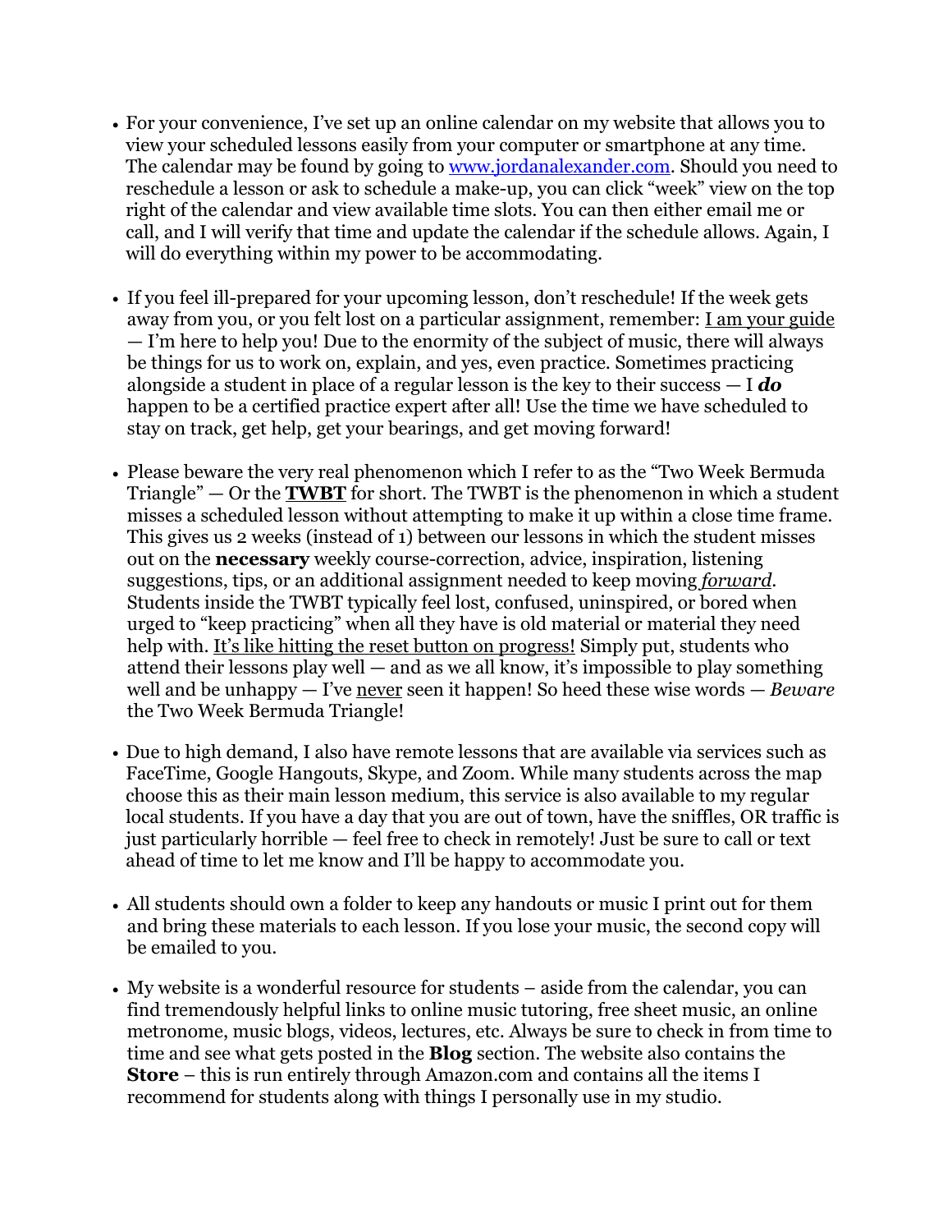- For your convenience, I've set up an online calendar on my website that allows you to view your scheduled lessons easily from your computer or smartphone at any time. The calendar may be found by going to [www.jordanalexander.com](http://www.jordanalexander.com). Should you need to reschedule a lesson or ask to schedule a make-up, you can click "week" view on the top right of the calendar and view available time slots. You can then either email me or call, and I will verify that time and update the calendar if the schedule allows. Again, I will do everything within my power to be accommodating.

- If you feel ill-prepared for your upcoming lesson, don't reschedule! If the week gets away from you, or you felt lost on a particular assignment, remember: <u>I am your guide</u> — I'm here to help you! Due to the enormity of the subject of music, there will always be things for us to work on, explain, and yes, even practice. Sometimes practicing alongside a student in place of a regular lesson is the key to their success — I ***do*** happen to be a certified practice expert after all! Use the time we have scheduled to stay on track, get help, get your bearings, and get moving forward!

- Please beware the very real phenomenon which I refer to as the "Two Week Bermuda Triangle" — Or the **<u>TWBT</u>** for short. The TWBT is the phenomenon in which a student misses a scheduled lesson without attempting to make it up within a close time frame. This gives us 2 weeks (instead of 1) between our lessons in which the student misses out on the **necessary** weekly course-correction, advice, inspiration, listening suggestions, tips, or an additional assignment needed to keep moving *<u>forward</u>*. Students inside the TWBT typically feel lost, confused, uninspired, or bored when urged to "keep practicing" when all they have is old material or material they need help with. <u>It's like hitting the reset button on progress!</u> Simply put, students who attend their lessons play well — and as we all know, it's impossible to play something well and be unhappy — I've <u>never</u> seen it happen! So heed these wise words — *Beware* the Two Week Bermuda Triangle!

- Due to high demand, I also have remote lessons that are available via services such as FaceTime, Google Hangouts, Skype, and Zoom. While many students across the map choose this as their main lesson medium, this service is also available to my regular local students. If you have a day that you are out of town, have the sniffles, OR traffic is just particularly horrible — feel free to check in remotely! Just be sure to call or text ahead of time to let me know and I'll be happy to accommodate you.

- All students should own a folder to keep any handouts or music I print out for them and bring these materials to each lesson. If you lose your music, the second copy will be emailed to you.

- My website is a wonderful resource for students – aside from the calendar, you can find tremendously helpful links to online music tutoring, free sheet music, an online metronome, music blogs, videos, lectures, etc. Always be sure to check in from time to time and see what gets posted in the **Blog** section. The website also contains the **Store** – this is run entirely through Amazon.com and contains all the items I recommend for students along with things I personally use in my studio.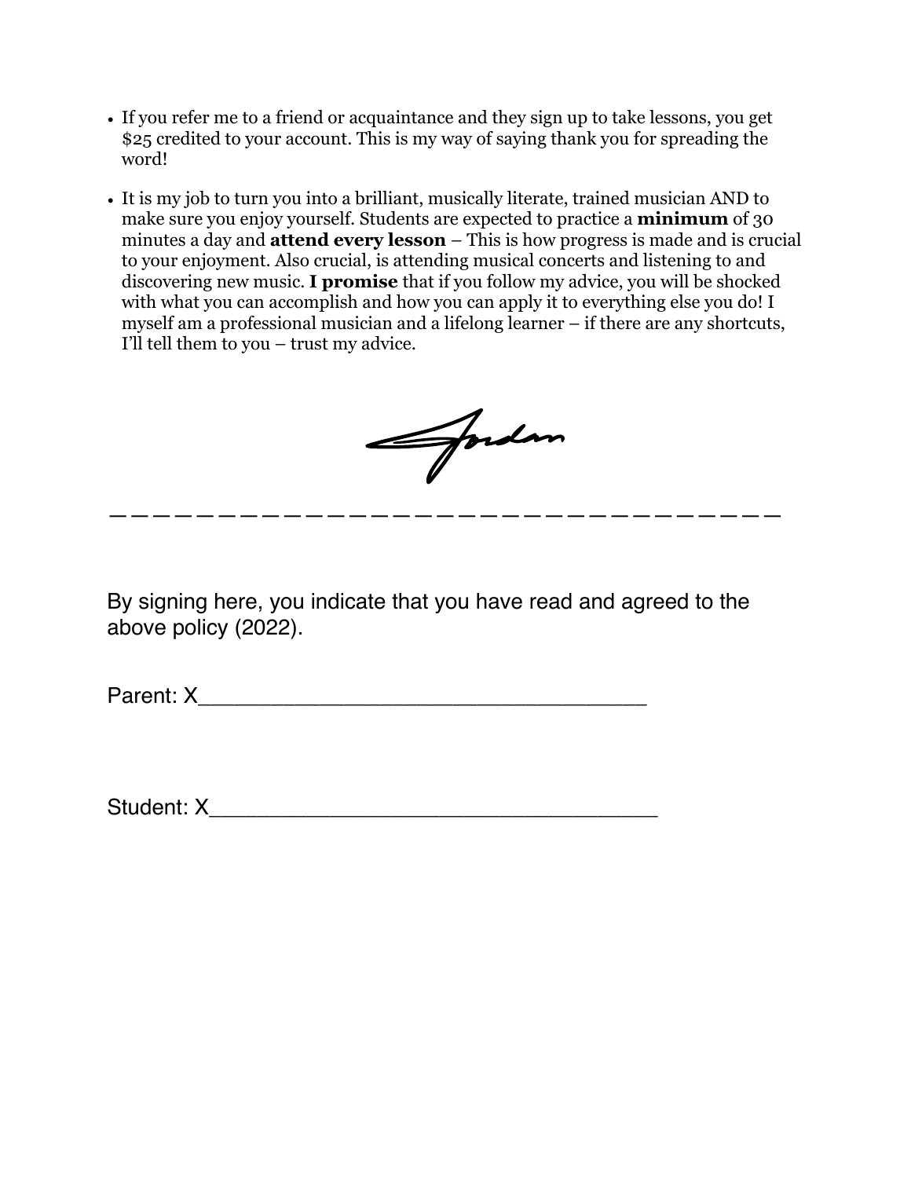- If you refer me to a friend or acquaintance and they sign up to take lessons, you get $25 credited to your account. This is my way of saying thank you for spreading the word!

- It is my job to turn you into a brilliant, musically literate, trained musician AND to make sure you enjoy yourself. Students are expected to practice a **minimum** of 30 minutes a day and **attend every lesson** – This is how progress is made and is crucial to your enjoyment. Also crucial, is attending musical concerts and listening to and discovering new music. **I promise** that if you follow my advice, you will be shocked with what you can accomplish and how you can apply it to everything else you do! I myself am a professional musician and a lifelong learner – if there are any shortcuts, I'll tell them to you – trust my advice.

Jordan

———————————————————————————————————

By signing here, you indicate that you have read and agreed to the above policy (2022).

Parent: X___________________________________

Student: X___________________________________